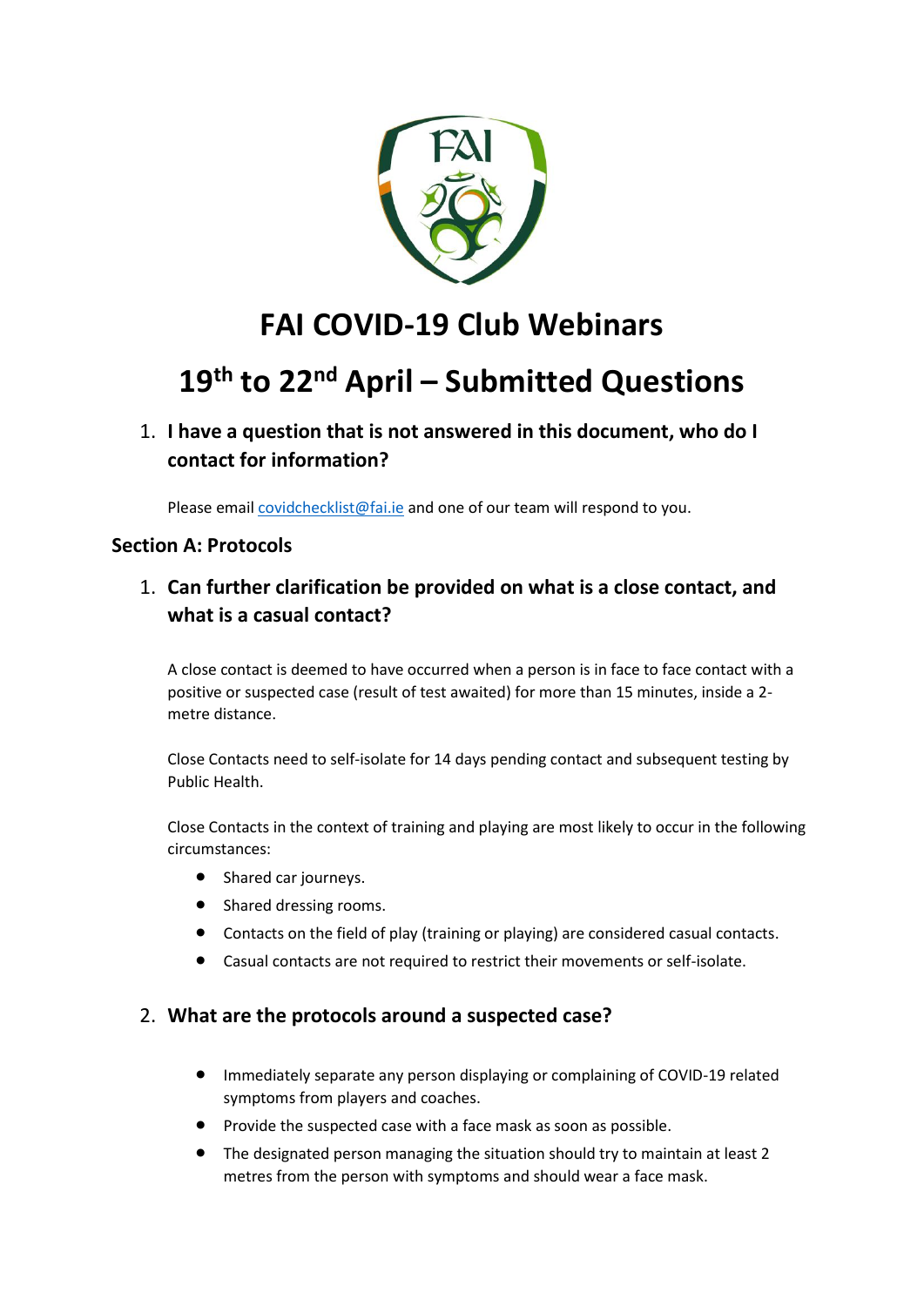# FAI COVID-19 Club Webinars

# 19th to 22nd April – Submitted Questions

1. **I have a question that is not answered in this document, who do I contact for information?**

   Please email covidchecklist@fai.ie and one of our team will respond to you.

## Section A: Protocols

1. **Can further clarification be provided on what is a close contact, and what is a casual contact?**

   A close contact is deemed to have occurred when a person is in face to face contact with a positive or suspected case (result of test awaited) for more than 15 minutes, inside a 2-metre distance.

   Close Contacts need to self-isolate for 14 days pending contact and subsequent testing by Public Health.

   Close Contacts in the context of training and playing are most likely to occur in the following circumstances:

   - Shared car journeys.
   - Shared dressing rooms.
   - Contacts on the field of play (training or playing) are considered casual contacts.
   - Casual contacts are not required to restrict their movements or self-isolate.

2. **What are the protocols around a suspected case?**

   - Immediately separate any person displaying or complaining of COVID-19 related symptoms from players and coaches.
   - Provide the suspected case with a face mask as soon as possible.
   - The designated person managing the situation should try to maintain at least 2 metres from the person with symptoms and should wear a face mask.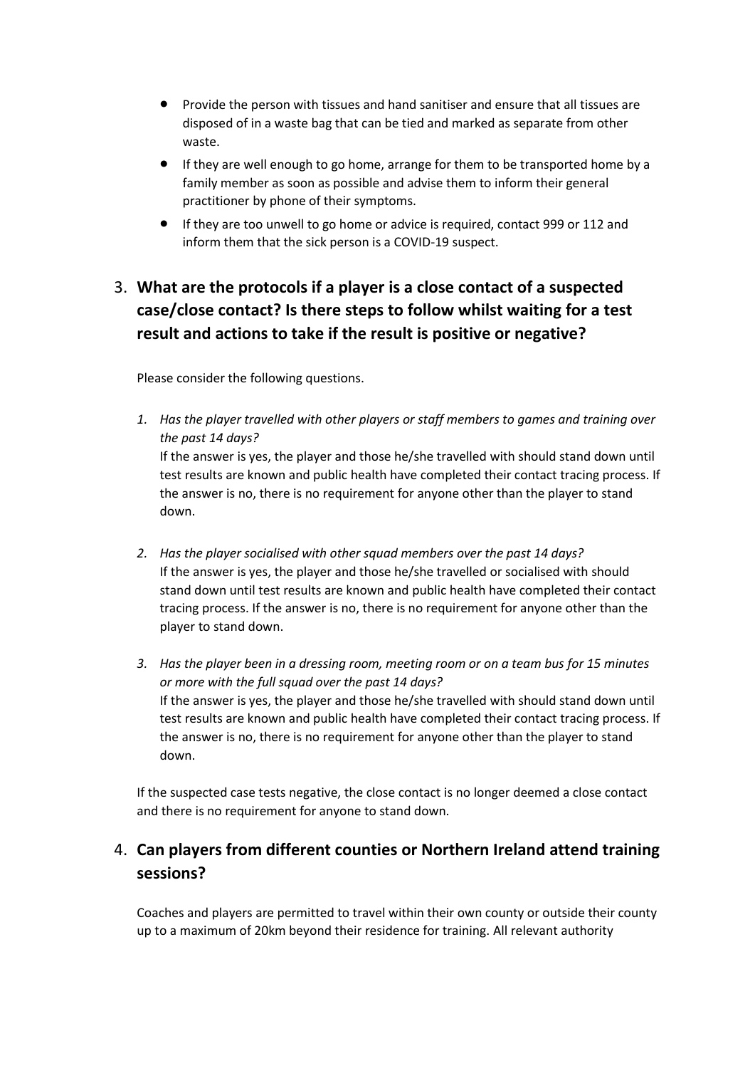- Provide the person with tissues and hand sanitiser and ensure that all tissues are disposed of in a waste bag that can be tied and marked as separate from other waste.
- If they are well enough to go home, arrange for them to be transported home by a family member as soon as possible and advise them to inform their general practitioner by phone of their symptoms.
- If they are too unwell to go home or advice is required, contact 999 or 112 and inform them that the sick person is a COVID-19 suspect.

## 3. What are the protocols if a player is a close contact of a suspected case/close contact? Is there steps to follow whilst waiting for a test result and actions to take if the result is positive or negative?

Please consider the following questions.

1. *Has the player travelled with other players or staff members to games and training over the past 14 days?*
   If the answer is yes, the player and those he/she travelled with should stand down until test results are known and public health have completed their contact tracing process. If the answer is no, there is no requirement for anyone other than the player to stand down.

2. *Has the player socialised with other squad members over the past 14 days?*
   If the answer is yes, the player and those he/she travelled or socialised with should stand down until test results are known and public health have completed their contact tracing process. If the answer is no, there is no requirement for anyone other than the player to stand down.

3. *Has the player been in a dressing room, meeting room or on a team bus for 15 minutes or more with the full squad over the past 14 days?*
   If the answer is yes, the player and those he/she travelled with should stand down until test results are known and public health have completed their contact tracing process. If the answer is no, there is no requirement for anyone other than the player to stand down.

If the suspected case tests negative, the close contact is no longer deemed a close contact and there is no requirement for anyone to stand down.

## 4. Can players from different counties or Northern Ireland attend training sessions?

Coaches and players are permitted to travel within their own county or outside their county up to a maximum of 20km beyond their residence for training. All relevant authority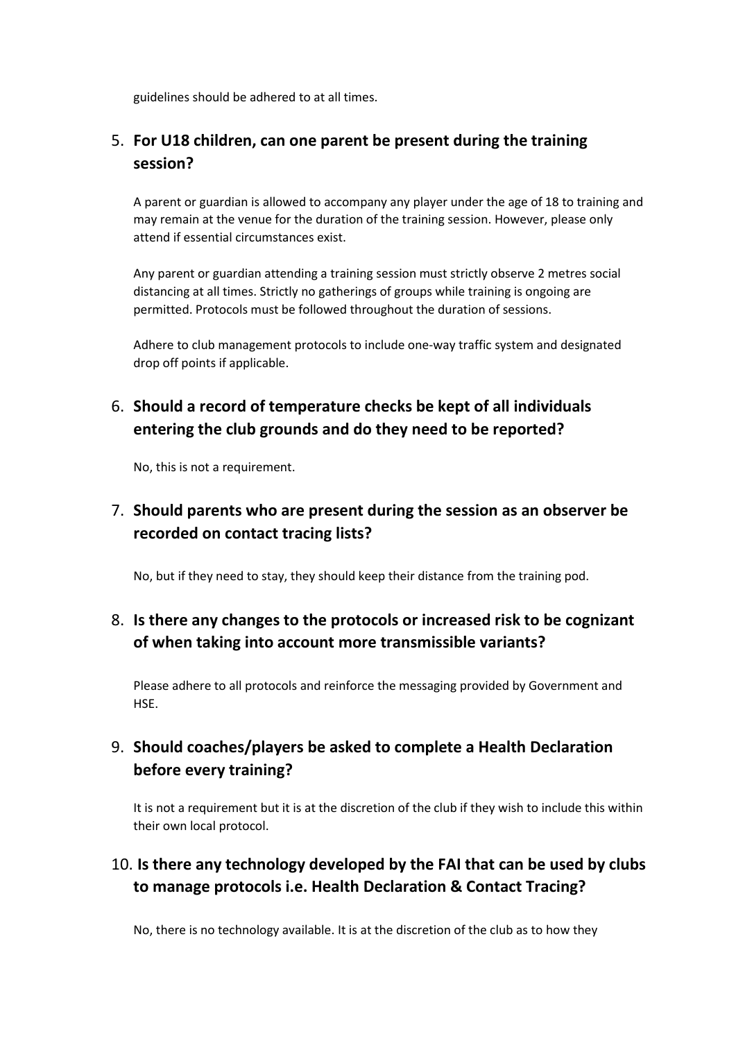guidelines should be adhered to at all times.

5. **For U18 children, can one parent be present during the training session?**

   A parent or guardian is allowed to accompany any player under the age of 18 to training and may remain at the venue for the duration of the training session. However, please only attend if essential circumstances exist.

   Any parent or guardian attending a training session must strictly observe 2 metres social distancing at all times. Strictly no gatherings of groups while training is ongoing are permitted. Protocols must be followed throughout the duration of sessions.

   Adhere to club management protocols to include one-way traffic system and designated drop off points if applicable.

6. **Should a record of temperature checks be kept of all individuals entering the club grounds and do they need to be reported?**

   No, this is not a requirement.

7. **Should parents who are present during the session as an observer be recorded on contact tracing lists?**

   No, but if they need to stay, they should keep their distance from the training pod.

8. **Is there any changes to the protocols or increased risk to be cognizant of when taking into account more transmissible variants?**

   Please adhere to all protocols and reinforce the messaging provided by Government and HSE.

9. **Should coaches/players be asked to complete a Health Declaration before every training?**

   It is not a requirement but it is at the discretion of the club if they wish to include this within their own local protocol.

10. **Is there any technology developed by the FAI that can be used by clubs to manage protocols i.e. Health Declaration & Contact Tracing?**

    No, there is no technology available. It is at the discretion of the club as to how they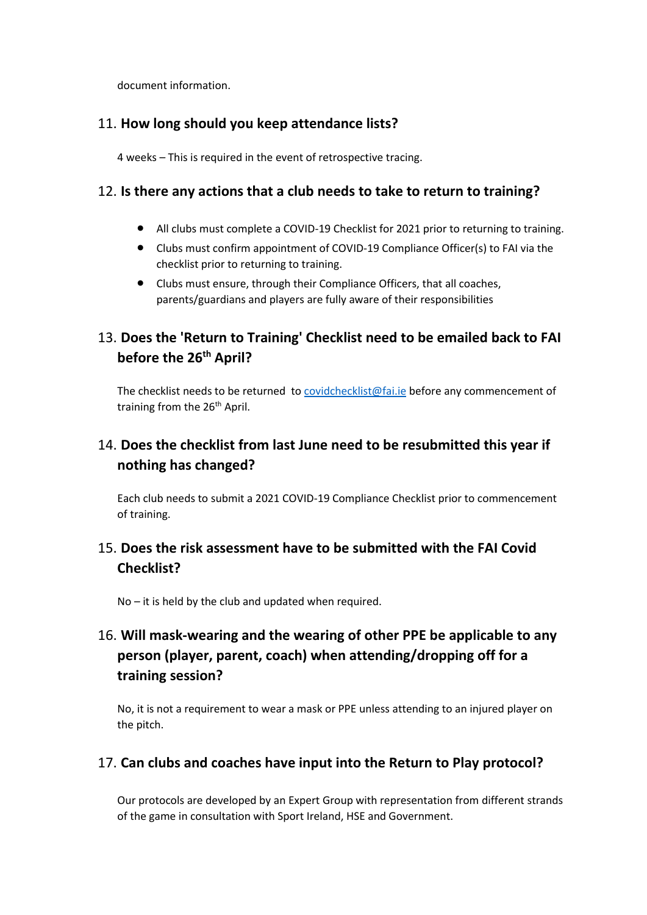document information.

## 11. How long should you keep attendance lists?

4 weeks – This is required in the event of retrospective tracing.

## 12. Is there any actions that a club needs to take to return to training?

- All clubs must complete a COVID-19 Checklist for 2021 prior to returning to training.
- Clubs must confirm appointment of COVID-19 Compliance Officer(s) to FAI via the checklist prior to returning to training.
- Clubs must ensure, through their Compliance Officers, that all coaches, parents/guardians and players are fully aware of their responsibilities

## 13. Does the 'Return to Training' Checklist need to be emailed back to FAI before the 26th April?

The checklist needs to be returned to covidchecklist@fai.ie before any commencement of training from the 26th April.

## 14. Does the checklist from last June need to be resubmitted this year if nothing has changed?

Each club needs to submit a 2021 COVID-19 Compliance Checklist prior to commencement of training.

## 15. Does the risk assessment have to be submitted with the FAI Covid Checklist?

No – it is held by the club and updated when required.

## 16. Will mask-wearing and the wearing of other PPE be applicable to any person (player, parent, coach) when attending/dropping off for a training session?

No, it is not a requirement to wear a mask or PPE unless attending to an injured player on the pitch.

## 17. Can clubs and coaches have input into the Return to Play protocol?

Our protocols are developed by an Expert Group with representation from different strands of the game in consultation with Sport Ireland, HSE and Government.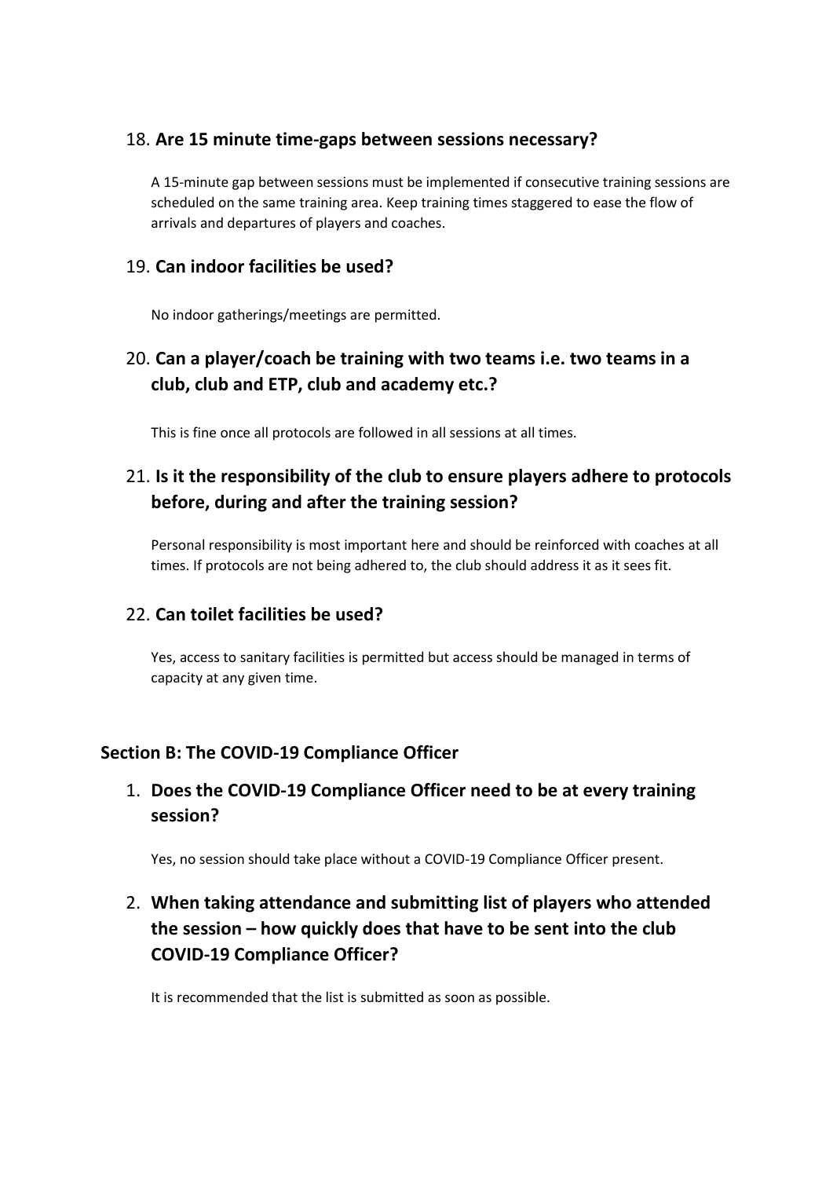### 18. **Are 15 minute time-gaps between sessions necessary?**

A 15-minute gap between sessions must be implemented if consecutive training sessions are scheduled on the same training area. Keep training times staggered to ease the flow of arrivals and departures of players and coaches.

### 19. **Can indoor facilities be used?**

No indoor gatherings/meetings are permitted.

### 20. **Can a player/coach be training with two teams i.e. two teams in a club, club and ETP, club and academy etc.?**

This is fine once all protocols are followed in all sessions at all times.

### 21. **Is it the responsibility of the club to ensure players adhere to protocols before, during and after the training session?**

Personal responsibility is most important here and should be reinforced with coaches at all times. If protocols are not being adhered to, the club should address it as it sees fit.

### 22. **Can toilet facilities be used?**

Yes, access to sanitary facilities is permitted but access should be managed in terms of capacity at any given time.

## Section B: The COVID-19 Compliance Officer

### 1. **Does the COVID-19 Compliance Officer need to be at every training session?**

Yes, no session should take place without a COVID-19 Compliance Officer present.

### 2. **When taking attendance and submitting list of players who attended the session – how quickly does that have to be sent into the club COVID-19 Compliance Officer?**

It is recommended that the list is submitted as soon as possible.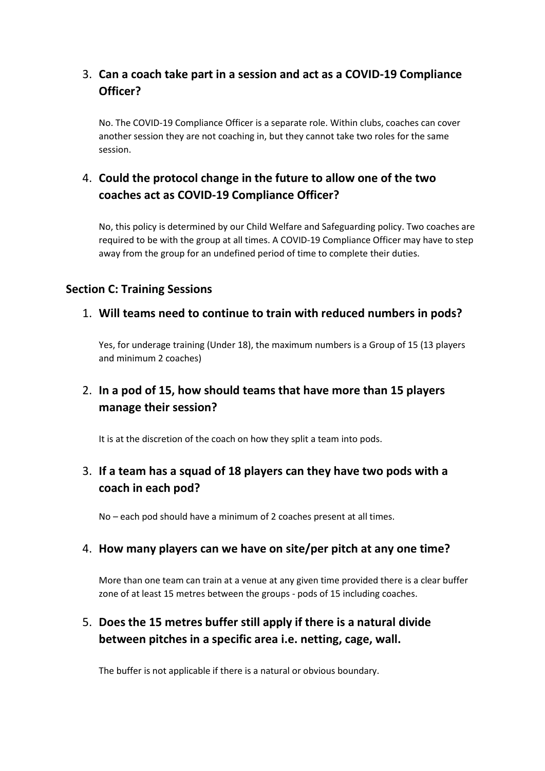3. **Can a coach take part in a session and act as a COVID-19 Compliance Officer?**

   No. The COVID-19 Compliance Officer is a separate role. Within clubs, coaches can cover another session they are not coaching in, but they cannot take two roles for the same session.

4. **Could the protocol change in the future to allow one of the two coaches act as COVID-19 Compliance Officer?**

   No, this policy is determined by our Child Welfare and Safeguarding policy. Two coaches are required to be with the group at all times. A COVID-19 Compliance Officer may have to step away from the group for an undefined period of time to complete their duties.

### Section C: Training Sessions

1. **Will teams need to continue to train with reduced numbers in pods?**

   Yes, for underage training (Under 18), the maximum numbers is a Group of 15 (13 players and minimum 2 coaches)

2. **In a pod of 15, how should teams that have more than 15 players manage their session?**

   It is at the discretion of the coach on how they split a team into pods.

3. **If a team has a squad of 18 players can they have two pods with a coach in each pod?**

   No – each pod should have a minimum of 2 coaches present at all times.

4. **How many players can we have on site/per pitch at any one time?**

   More than one team can train at a venue at any given time provided there is a clear buffer zone of at least 15 metres between the groups - pods of 15 including coaches.

5. **Does the 15 metres buffer still apply if there is a natural divide between pitches in a specific area i.e. netting, cage, wall.**

   The buffer is not applicable if there is a natural or obvious boundary.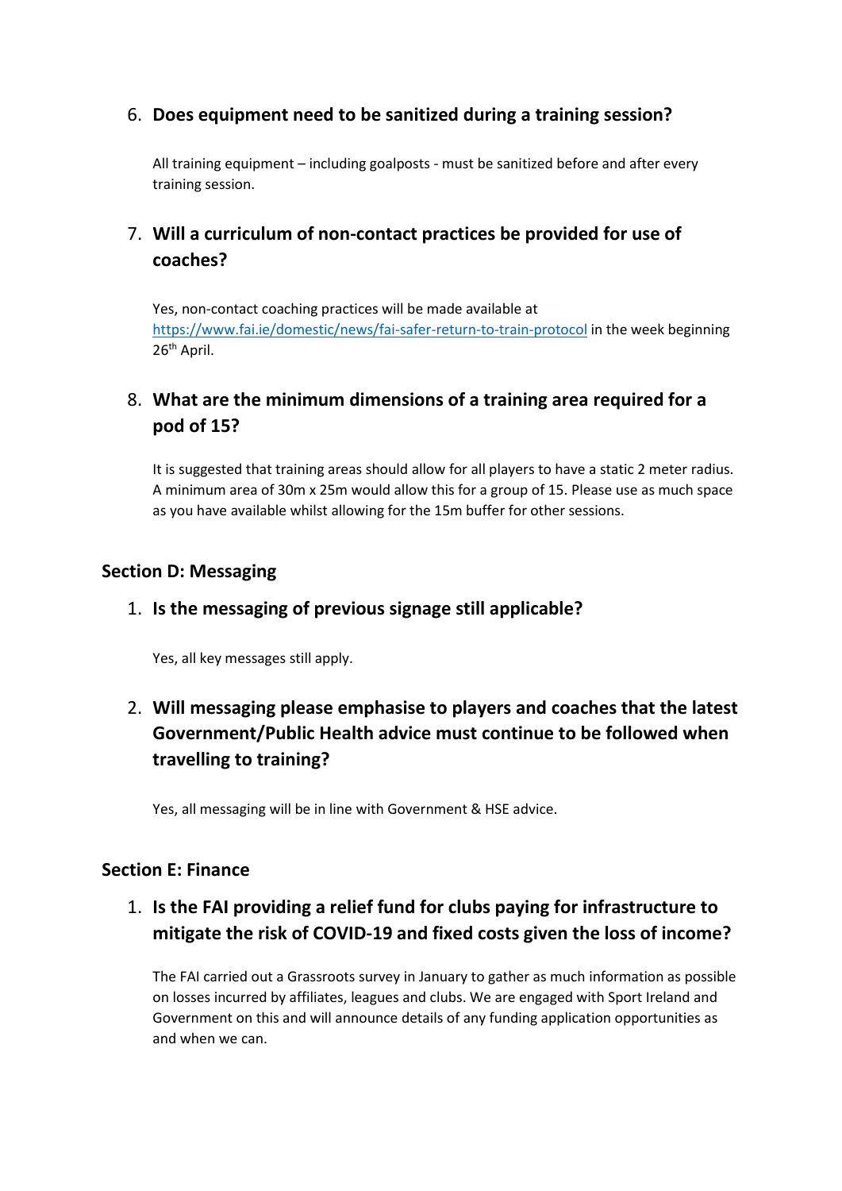6. **Does equipment need to be sanitized during a training session?**

   All training equipment – including goalposts - must be sanitized before and after every training session.

7. **Will a curriculum of non-contact practices be provided for use of coaches?**

   Yes, non-contact coaching practices will be made available at https://www.fai.ie/domestic/news/fai-safer-return-to-train-protocol in the week beginning 26th April.

8. **What are the minimum dimensions of a training area required for a pod of 15?**

   It is suggested that training areas should allow for all players to have a static 2 meter radius. A minimum area of 30m x 25m would allow this for a group of 15. Please use as much space as you have available whilst allowing for the 15m buffer for other sessions.

## Section D: Messaging

1. **Is the messaging of previous signage still applicable?**

   Yes, all key messages still apply.

2. **Will messaging please emphasise to players and coaches that the latest Government/Public Health advice must continue to be followed when travelling to training?**

   Yes, all messaging will be in line with Government & HSE advice.

## Section E: Finance

1. **Is the FAI providing a relief fund for clubs paying for infrastructure to mitigate the risk of COVID-19 and fixed costs given the loss of income?**

   The FAI carried out a Grassroots survey in January to gather as much information as possible on losses incurred by affiliates, leagues and clubs. We are engaged with Sport Ireland and Government on this and will announce details of any funding application opportunities as and when we can.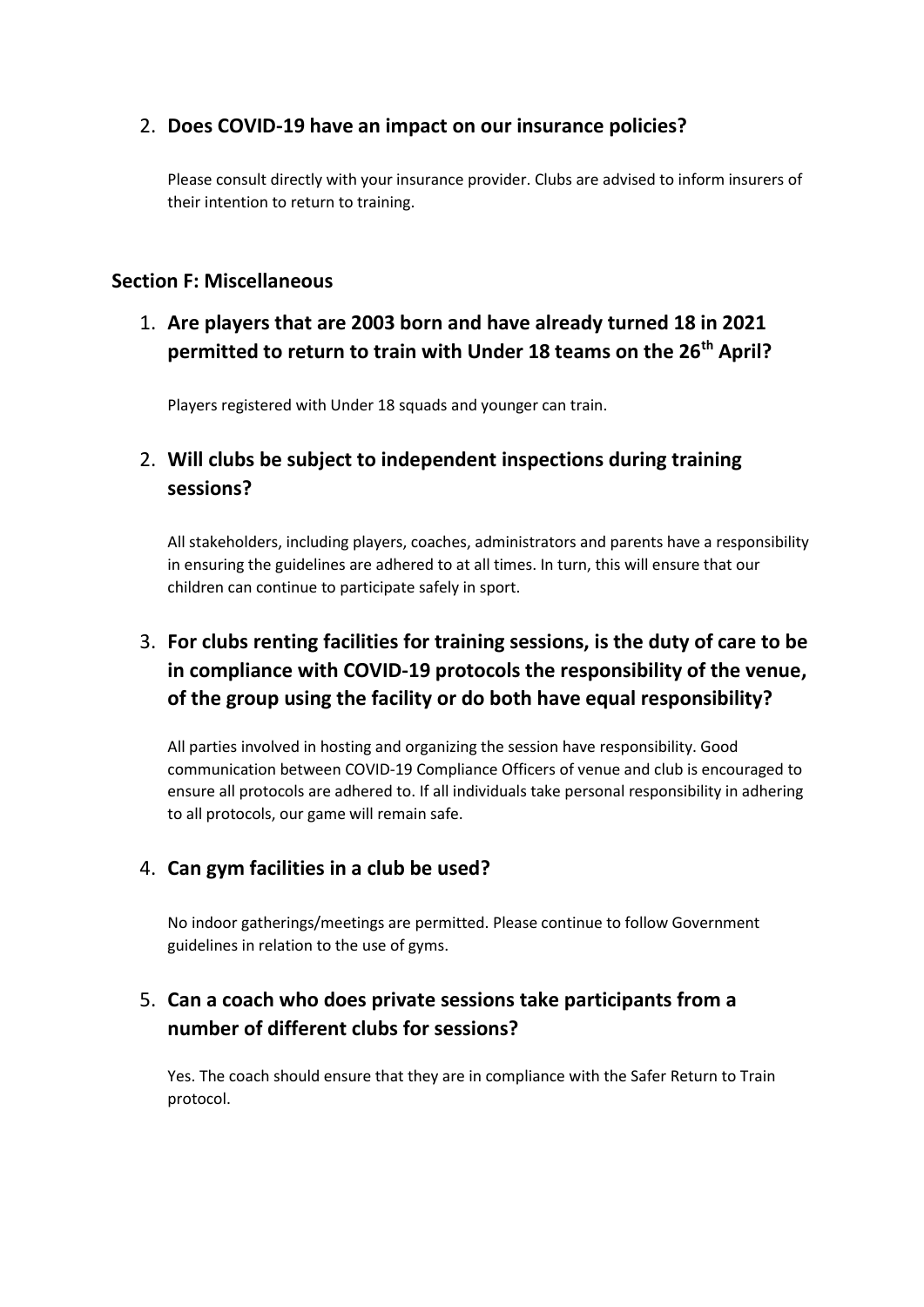2. **Does COVID-19 have an impact on our insurance policies?**

   Please consult directly with your insurance provider. Clubs are advised to inform insurers of their intention to return to training.

## Section F: Miscellaneous

1. **Are players that are 2003 born and have already turned 18 in 2021 permitted to return to train with Under 18 teams on the 26th April?**

   Players registered with Under 18 squads and younger can train.

2. **Will clubs be subject to independent inspections during training sessions?**

   All stakeholders, including players, coaches, administrators and parents have a responsibility in ensuring the guidelines are adhered to at all times. In turn, this will ensure that our children can continue to participate safely in sport.

3. **For clubs renting facilities for training sessions, is the duty of care to be in compliance with COVID-19 protocols the responsibility of the venue, of the group using the facility or do both have equal responsibility?**

   All parties involved in hosting and organizing the session have responsibility. Good communication between COVID-19 Compliance Officers of venue and club is encouraged to ensure all protocols are adhered to. If all individuals take personal responsibility in adhering to all protocols, our game will remain safe.

4. **Can gym facilities in a club be used?**

   No indoor gatherings/meetings are permitted. Please continue to follow Government guidelines in relation to the use of gyms.

5. **Can a coach who does private sessions take participants from a number of different clubs for sessions?**

   Yes. The coach should ensure that they are in compliance with the Safer Return to Train protocol.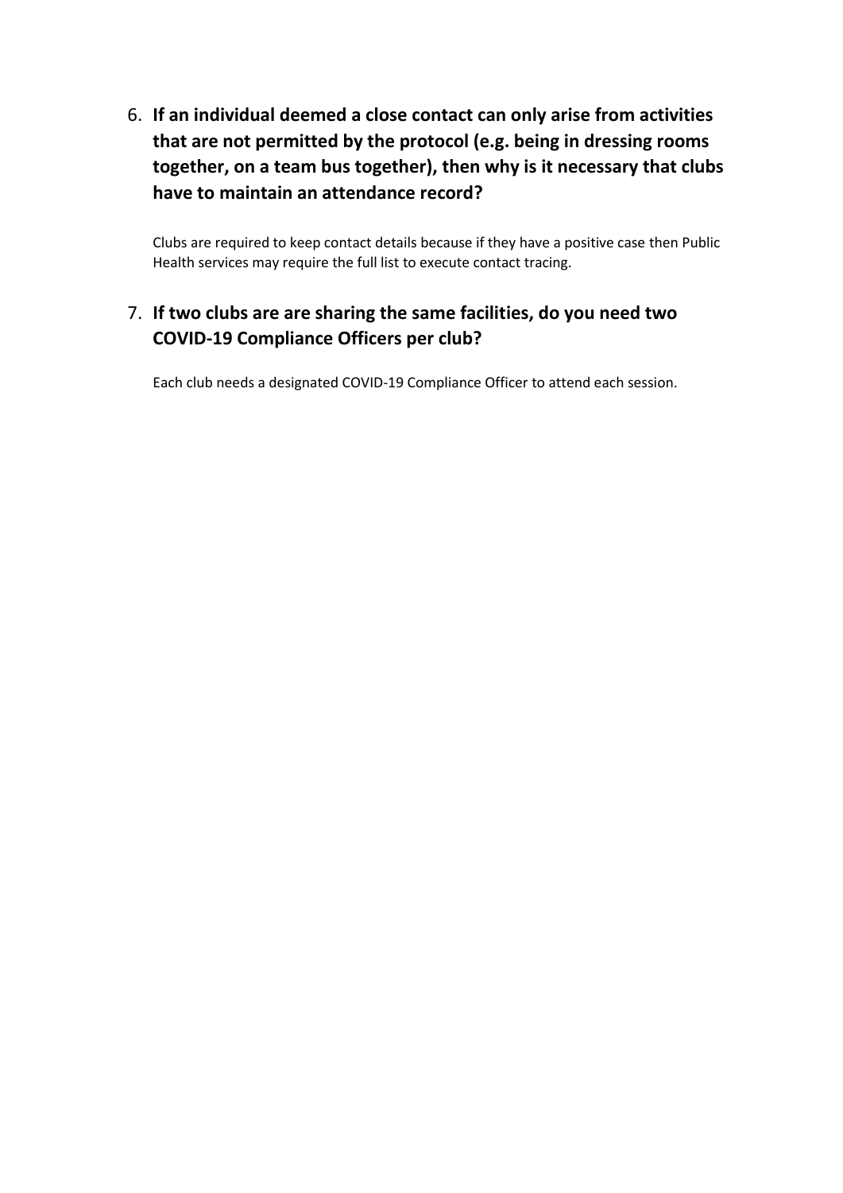6. **If an individual deemed a close contact can only arise from activities that are not permitted by the protocol (e.g. being in dressing rooms together, on a team bus together), then why is it necessary that clubs have to maintain an attendance record?**

   Clubs are required to keep contact details because if they have a positive case then Public Health services may require the full list to execute contact tracing.

7. **If two clubs are are sharing the same facilities, do you need two COVID-19 Compliance Officers per club?**

   Each club needs a designated COVID-19 Compliance Officer to attend each session.